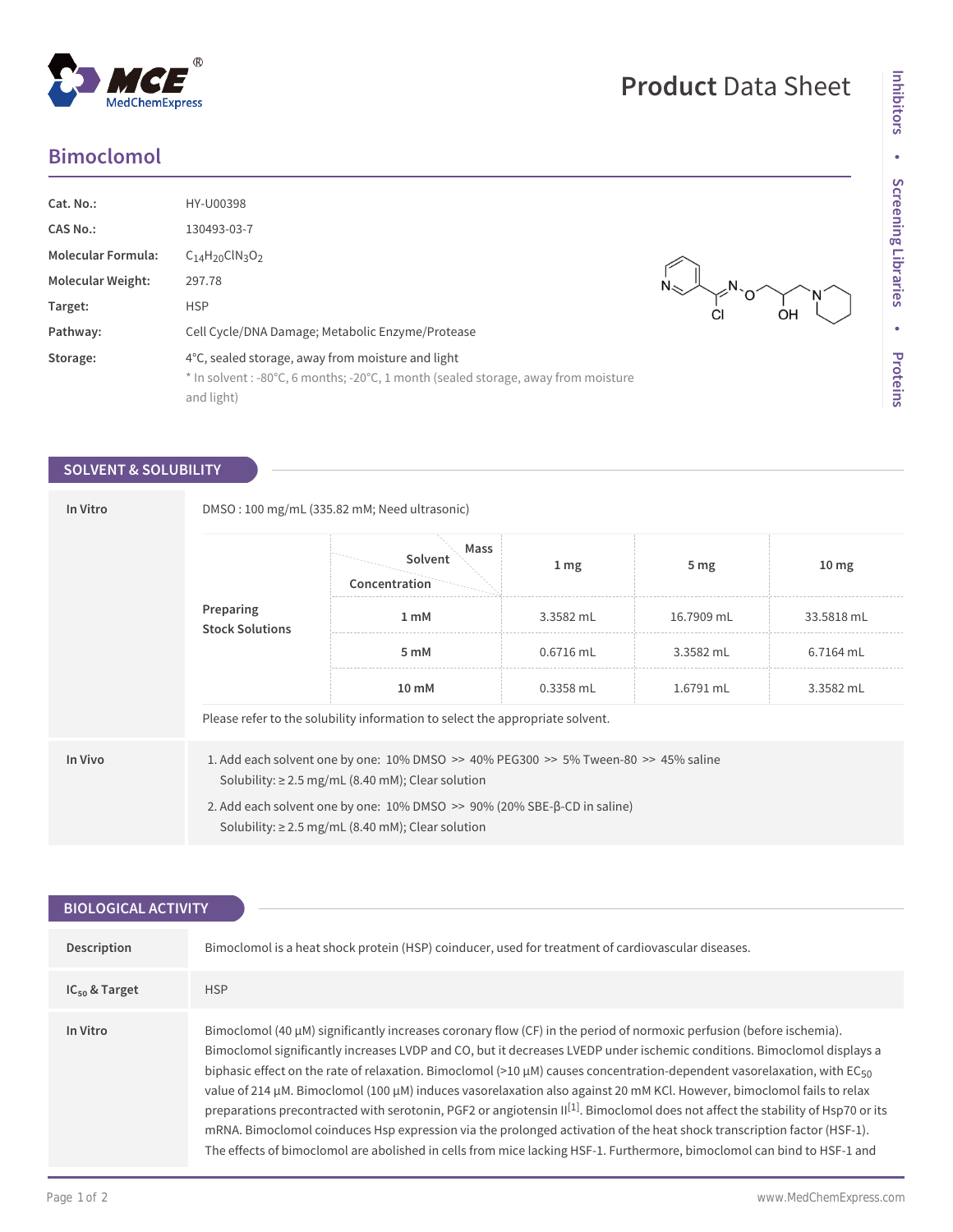# Product Data Sheet

## Bimoclomol

| | |
|---|---|
| **Cat. No.:** | HY-U00398 |
| **CAS No.:** | 130493-03-7 |
| **Molecular Formula:** | $C_{14}H_{20}ClN_3O_2$ |
| **Molecular Weight:** | 297.78 |
| **Target:** | HSP |
| **Pathway:** | Cell Cycle/DNA Damage; Metabolic Enzyme/Protease |
| **Storage:** | 4°C, sealed storage, away from moisture and light<br>* In solvent : -80°C, 6 months; -20°C, 1 month (sealed storage, away from moisture and light) |

## SOLVENT & SOLUBILITY

**In Vitro**

DMSO : 100 mg/mL (335.82 mM; Need ultrasonic)

**Preparing Stock Solutions**

| Concentration \ Solvent \ Mass | 1 mg | 5 mg | 10 mg |
|---|---|---|---|
| 1 mM | 3.3582 mL | 16.7909 mL | 33.5818 mL |
| 5 mM | 0.6716 mL | 3.3582 mL | 6.7164 mL |
| 10 mM | 0.3358 mL | 1.6791 mL | 3.3582 mL |

Please refer to the solubility information to select the appropriate solvent.

**In Vivo**

1. Add each solvent one by one: 10% DMSO >> 40% PEG300 >> 5% Tween-80 >> 45% saline
   Solubility: ≥ 2.5 mg/mL (8.40 mM); Clear solution
2. Add each solvent one by one: 10% DMSO >> 90% (20% SBE-β-CD in saline)
   Solubility: ≥ 2.5 mg/mL (8.40 mM); Clear solution

## BIOLOGICAL ACTIVITY

**Description**

Bimoclomol is a heat shock protein (HSP) coinducer, used for treatment of cardiovascular diseases.

**$IC_{50}$ & Target**

HSP

**In Vitro**

Bimoclomol (40 μM) significantly increases coronary flow (CF) in the period of normoxic perfusion (before ischemia). Bimoclomol significantly increases LVDP and CO, but it decreases LVEDP under ischemic conditions. Bimoclomol displays a biphasic effect on the rate of relaxation. Bimoclomol (>10 μM) causes concentration-dependent vasorelaxation, with $EC_{50}$ value of 214 μM. Bimoclomol (100 μM) induces vasorelaxation also against 20 mM KCl. However, bimoclomol fails to relax preparations precontracted with serotonin, PGF2 or angiotensin II[1]. Bimoclomol does not affect the stability of Hsp70 or its mRNA. Bimoclomol coinduces Hsp expression via the prolonged activation of the heat shock transcription factor (HSF-1). The effects of bimoclomol are abolished in cells from mice lacking HSF-1. Furthermore, bimoclomol can bind to HSF-1 and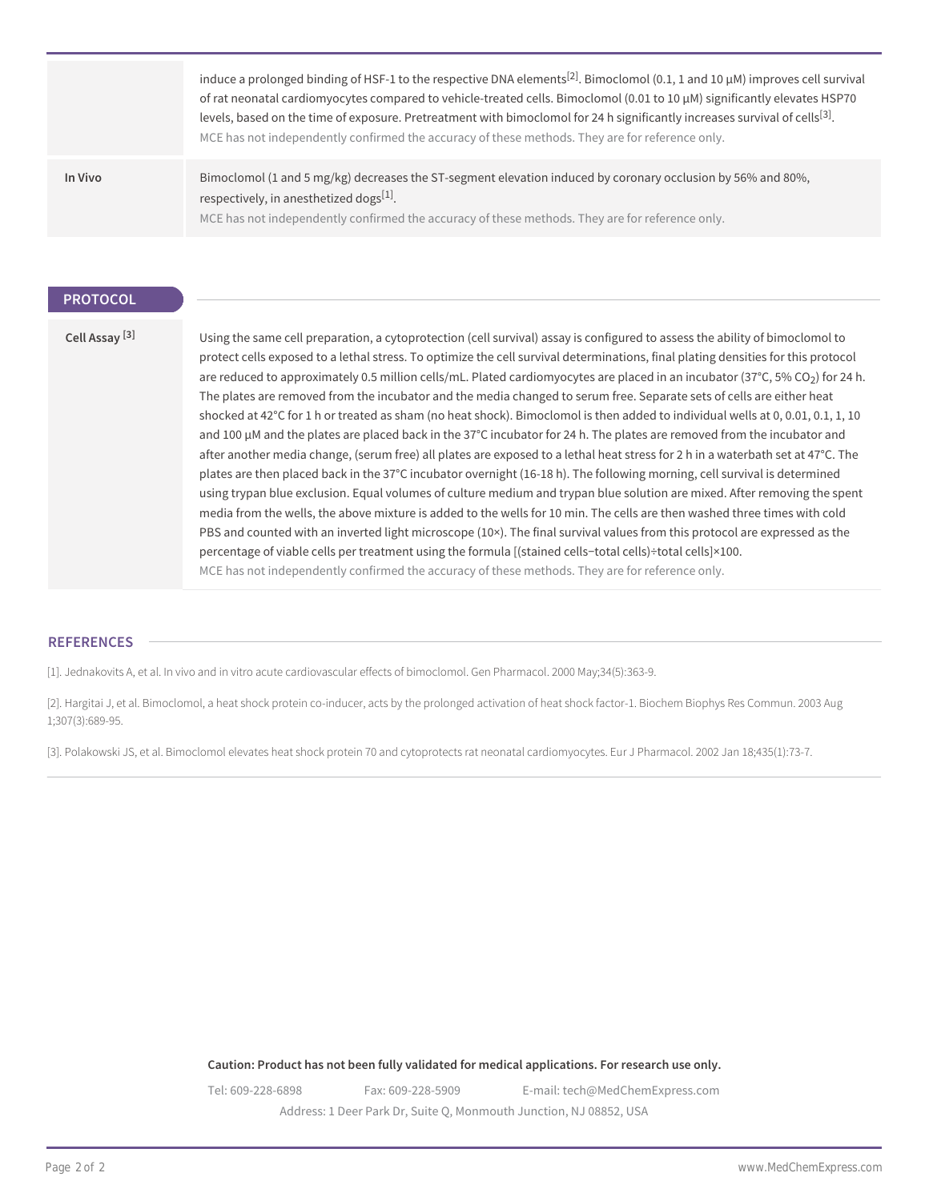| | |
|---|---|
| | induce a prolonged binding of HSF-1 to the respective DNA elements[2]. Bimoclomol (0.1, 1 and 10 μM) improves cell survival of rat neonatal cardiomyocytes compared to vehicle-treated cells. Bimoclomol (0.01 to 10 μM) significantly elevates HSP70 levels, based on the time of exposure. Pretreatment with bimoclomol for 24 h significantly increases survival of cells[3]. MCE has not independently confirmed the accuracy of these methods. They are for reference only. |
| **In Vivo** | Bimoclomol (1 and 5 mg/kg) decreases the ST-segment elevation induced by coronary occlusion by 56% and 80%, respectively, in anesthetized dogs[1]. MCE has not independently confirmed the accuracy of these methods. They are for reference only. |

## PROTOCOL

| | |
|---|---|
| **Cell Assay** [3] | Using the same cell preparation, a cytoprotection (cell survival) assay is configured to assess the ability of bimoclomol to protect cells exposed to a lethal stress. To optimize the cell survival determinations, final plating densities for this protocol are reduced to approximately 0.5 million cells/mL. Plated cardiomyocytes are placed in an incubator (37°C, 5% $CO_2$) for 24 h. The plates are removed from the incubator and the media changed to serum free. Separate sets of cells are either heat shocked at 42°C for 1 h or treated as sham (no heat shock). Bimoclomol is then added to individual wells at 0, 0.01, 0.1, 1, 10 and 100 μM and the plates are placed back in the 37°C incubator for 24 h. The plates are removed from the incubator and after another media change, (serum free) all plates are exposed to a lethal heat stress for 2 h in a waterbath set at 47°C. The plates are then placed back in the 37°C incubator overnight (16-18 h). The following morning, cell survival is determined using trypan blue exclusion. Equal volumes of culture medium and trypan blue solution are mixed. After removing the spent media from the wells, the above mixture is added to the wells for 10 min. The cells are then washed three times with cold PBS and counted with an inverted light microscope (10×). The final survival values from this protocol are expressed as the percentage of viable cells per treatment using the formula [(stained cells−total cells)÷total cells]×100. MCE has not independently confirmed the accuracy of these methods. They are for reference only. |

## REFERENCES

[1]. Jednakovits A, et al. In vivo and in vitro acute cardiovascular effects of bimoclomol. Gen Pharmacol. 2000 May;34(5):363-9.

[2]. Hargitai J, et al. Bimoclomol, a heat shock protein co-inducer, acts by the prolonged activation of heat shock factor-1. Biochem Biophys Res Commun. 2003 Aug 1;307(3):689-95.

[3]. Polakowski JS, et al. Bimoclomol elevates heat shock protein 70 and cytoprotects rat neonatal cardiomyocytes. Eur J Pharmacol. 2002 Jan 18;435(1):73-7.

**Caution: Product has not been fully validated for medical applications. For research use only.**

Tel: 609-228-6898 Fax: 609-228-5909 E-mail: tech@MedChemExpress.com

Address: 1 Deer Park Dr, Suite Q, Monmouth Junction, NJ 08852, USA